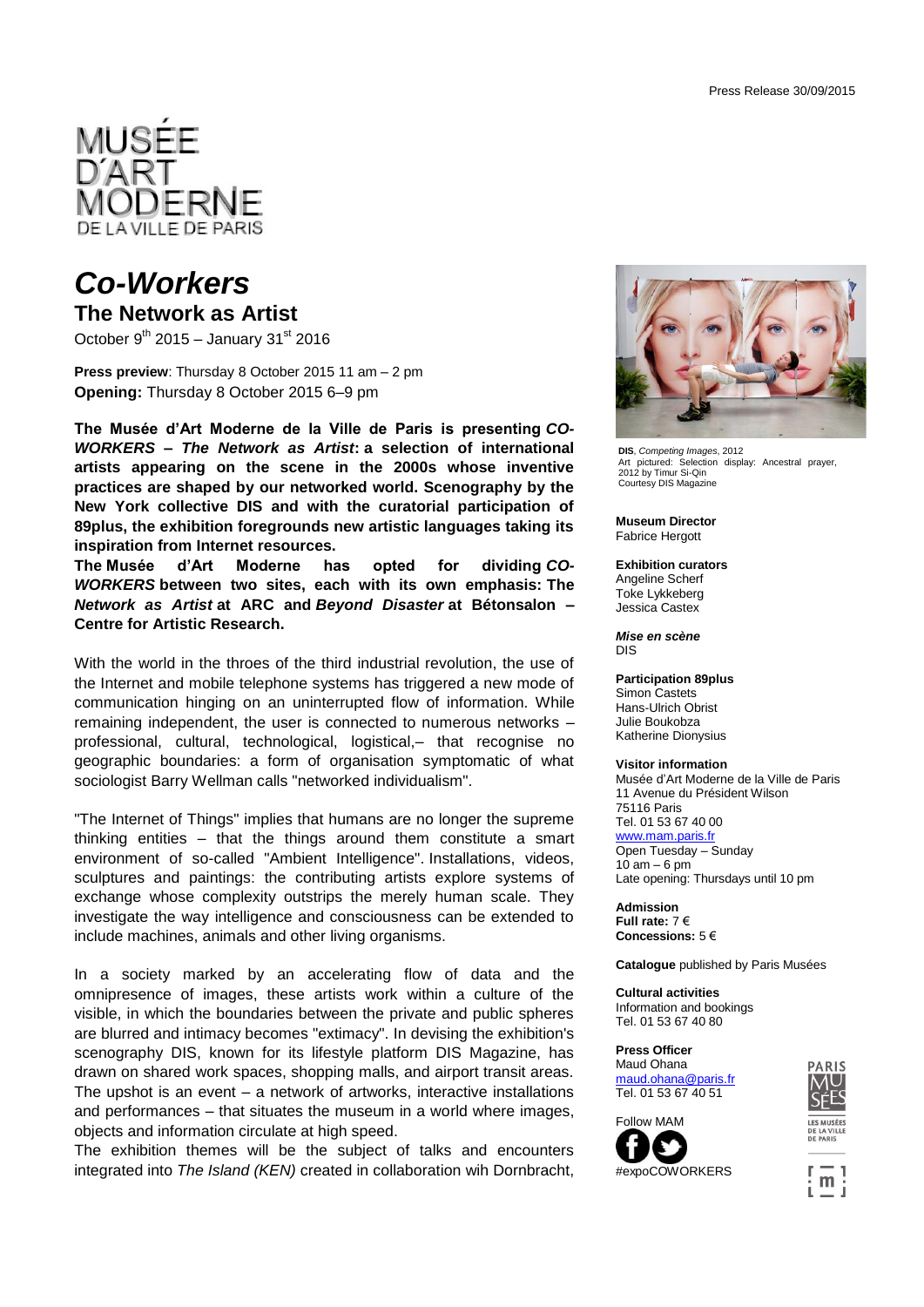Press Release 30/09/2015

MUSÉE D'ART MODERNE DE LA VILLE DE PARIS

# *Co-Workers*

## The Network as Artist

October 9th 2015 – January 31st 2016

**Press preview**: Thursday 8 October 2015 11 am – 2 pm
**Opening:** Thursday 8 October 2015 6–9 pm

**The Musée d'Art Moderne de la Ville de Paris is presenting *CO-WORKERS – The Network as Artist*: a selection of international artists appearing on the scene in the 2000s whose inventive practices are shaped by our networked world. Scenography by the New York collective DIS and with the curatorial participation of 89plus, the exhibition foregrounds new artistic languages taking its inspiration from Internet resources.**
**The Musée d'Art Moderne has opted for dividing *CO-WORKERS* between two sites, each with its own emphasis: The *Network as Artist* at ARC and *Beyond Disaster* at Bétonsalon – Centre for Artistic Research.**

With the world in the throes of the third industrial revolution, the use of the Internet and mobile telephone systems has triggered a new mode of communication hinging on an uninterrupted flow of information. While remaining independent, the user is connected to numerous networks – professional, cultural, technological, logistical,– that recognise no geographic boundaries: a form of organisation symptomatic of what sociologist Barry Wellman calls "networked individualism".

"The Internet of Things" implies that humans are no longer the supreme thinking entities – that the things around them constitute a smart environment of so-called "Ambient Intelligence". Installations, videos, sculptures and paintings: the contributing artists explore systems of exchange whose complexity outstrips the merely human scale. They investigate the way intelligence and consciousness can be extended to include machines, animals and other living organisms.

In a society marked by an accelerating flow of data and the omnipresence of images, these artists work within a culture of the visible, in which the boundaries between the private and public spheres are blurred and intimacy becomes "extimacy". In devising the exhibition's scenography DIS, known for its lifestyle platform DIS Magazine, has drawn on shared work spaces, shopping malls, and airport transit areas. The upshot is an event – a network of artworks, interactive installations and performances – that situates the museum in a world where images, objects and information circulate at high speed.
The exhibition themes will be the subject of talks and encounters integrated into *The Island (KEN)* created in collaboration wih Dornbracht,

**DIS**, *Competing Images*, 2012
Art pictured: Selection display: Ancestral prayer, 2012 by Timur Si-Qin
Courtesy DIS Magazine

**Museum Director**
Fabrice Hergott

**Exhibition curators**
Angeline Scherf
Toke Lykkeberg
Jessica Castex

***Mise en scène***
DIS

**Participation 89plus**
Simon Castets
Hans-Ulrich Obrist
Julie Boukobza
Katherine Dionysius

**Visitor information**
Musée d'Art Moderne de la Ville de Paris
11 Avenue du Président Wilson
75116 Paris
Tel. 01 53 67 40 00
www.mam.paris.fr
Open Tuesday – Sunday
10 am – 6 pm
Late opening: Thursdays until 10 pm

**Admission**
**Full rate:** 7 €
**Concessions:** 5 €

**Catalogue** published by Paris Musées

**Cultural activities**
Information and bookings
Tel. 01 53 67 40 80

**Press Officer**
Maud Ohana
maud.ohana@paris.fr
Tel. 01 53 67 40 51

Follow MAM
#expoCOWORKERS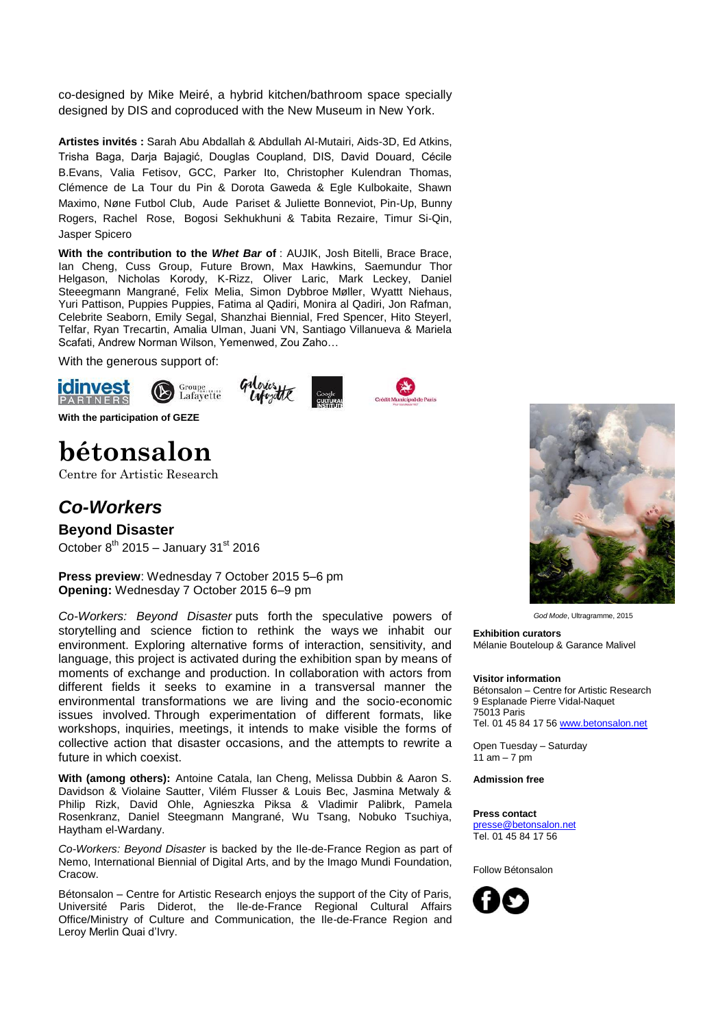co-designed by Mike Meiré, a hybrid kitchen/bathroom space specially designed by DIS and coproduced with the New Museum in New York.

**Artistes invités :** Sarah Abu Abdallah & Abdullah Al-Mutairi, Aids-3D, Ed Atkins, Trisha Baga, Darja Bajagić, Douglas Coupland, DIS, David Douard, Cécile B.Evans, Valia Fetisov, GCC, Parker Ito, Christopher Kulendran Thomas, Clémence de La Tour du Pin & Dorota Gaweda & Egle Kulbokaite, Shawn Maximo, Nøne Futbol Club, Aude Pariset & Juliette Bonneviot, Pin-Up, Bunny Rogers, Rachel Rose, Bogosi Sekhukhuni & Tabita Rezaire, Timur Si-Qin, Jasper Spicero

**With the contribution to the *Whet Bar* of** : AUJIK, Josh Bitelli, Brace Brace, Ian Cheng, Cuss Group, Future Brown, Max Hawkins, Saemundur Thor Helgason, Nicholas Korody, K-Rizz, Oliver Laric, Mark Leckey, Daniel Steeegmann Mangrané, Felix Melia, Simon Dybbroe Møller, Wyattt Niehaus, Yuri Pattison, Puppies Puppies, Fatima al Qadiri, Monira al Qadiri, Jon Rafman, Celebrite Seaborn, Emily Segal, Shanzhai Biennial, Fred Spencer, Hito Steyerl, Telfar, Ryan Trecartin, Amalia Ulman, Juani VN, Santiago Villanueva & Mariela Scafati, Andrew Norman Wilson, Yemenwed, Zou Zaho…

With the generous support of:

idinvest PARTNERS · Groupe Galeries Lafayette · Galeries Lafayette · Google Cultural Institute · Crédit Municipal de Paris

**With the participation of GEZE**

# bétonsalon

Centre for Artistic Research

## *Co-Workers*

### Beyond Disaster

October 8th 2015 – January 31st 2016

**Press preview**: Wednesday 7 October 2015 5–6 pm
**Opening:** Wednesday 7 October 2015 6–9 pm

*Co-Workers: Beyond Disaster* puts forth the speculative powers of storytelling and science fiction to rethink the ways we inhabit our environment. Exploring alternative forms of interaction, sensitivity, and language, this project is activated during the exhibition span by means of moments of exchange and production. In collaboration with actors from different fields it seeks to examine in a transversal manner the environmental transformations we are living and the socio-economic issues involved. Through experimentation of different formats, like workshops, inquiries, meetings, it intends to make visible the forms of collective action that disaster occasions, and the attempts to rewrite a future in which coexist.

**With (among others):** Antoine Catala, Ian Cheng, Melissa Dubbin & Aaron S. Davidson & Violaine Sautter, Vilém Flusser & Louis Bec, Jasmina Metwaly & Philip Rizk, David Ohle, Agnieszka Piksa & Vladimir Palibrk, Pamela Rosenkranz, Daniel Steegmann Mangrané, Wu Tsang, Nobuko Tsuchiya, Haytham el-Wardany.

*Co-Workers: Beyond Disaster* is backed by the Ile-de-France Region as part of Nemo, International Biennial of Digital Arts, and by the Imago Mundi Foundation, Cracow.

Bétonsalon – Centre for Artistic Research enjoys the support of the City of Paris, Université Paris Diderot, the Ile-de-France Regional Cultural Affairs Office/Ministry of Culture and Communication, the Ile-de-France Region and Leroy Merlin Quai d'Ivry.

*God Mode*, Ultragramme, 2015

**Exhibition curators**
Mélanie Bouteloup & Garance Malivel

**Visitor information**
Bétonsalon – Centre for Artistic Research
9 Esplanade Pierre Vidal-Naquet
75013 Paris
Tel. 01 45 84 17 56 www.betonsalon.net

Open Tuesday – Saturday
11 am – 7 pm

**Admission free**

**Press contact**
presse@betonsalon.net
Tel. 01 45 84 17 56

Follow Bétonsalon